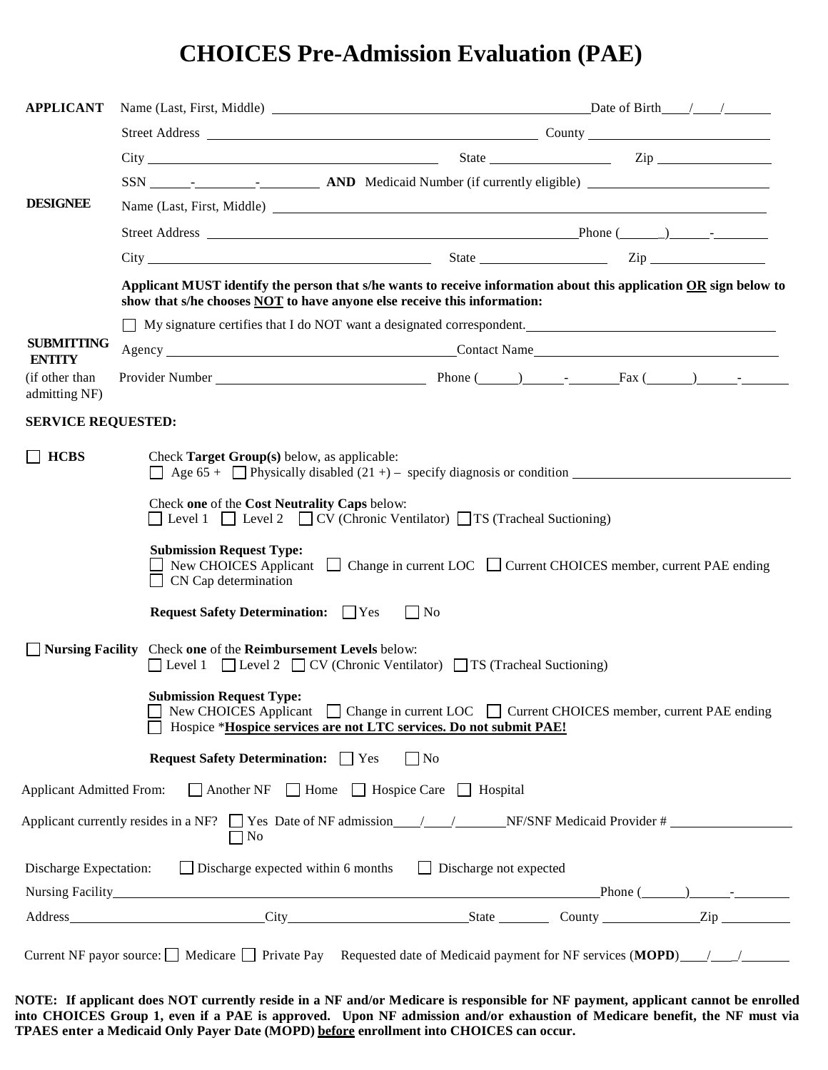# CHOICES Pre-Admission Evaluation (PAE)

**APPLICANT**

Name (Last, First, Middle) ______________________________ Date of Birth ____/____/______

Street Address ______________________________ County ______________________

City ______________________________ State ______________ Zip ______________

SSN _____-_______-_______ **AND** Medicaid Number (if currently eligible) ______________________

**DESIGNEE**

Name (Last, First, Middle) ______________________________________________

Street Address ______________________________ Phone (_____)_____-______

City ______________________________ State ______________ Zip ______________

**Applicant MUST identify the person that s/he wants to receive information about this application OR sign below to show that s/he chooses NOT to have anyone else receive this information:**

☐ My signature certifies that I do NOT want a designated correspondent. ______________________

**SUBMITTING ENTITY** (if other than admitting NF)

Agency ______________________________ Contact Name ______________________________

Provider Number ______________________ Phone (_____)_____-______ Fax (_____)_____-______

**SERVICE REQUESTED:**

☐ **HCBS**

Check **Target Group(s)** below, as applicable:
☐ Age 65 + ☐ Physically disabled (21 +) – specify diagnosis or condition ______________________

Check **one** of the **Cost Neutrality Caps** below:
☐ Level 1 ☐ Level 2 ☐ CV (Chronic Ventilator) ☐ TS (Tracheal Suctioning)

**Submission Request Type:**
☐ New CHOICES Applicant ☐ Change in current LOC ☐ Current CHOICES member, current PAE ending
☐ CN Cap determination

**Request Safety Determination:** ☐ Yes ☐ No

☐ **Nursing Facility**

Check **one** of the **Reimbursement Levels** below:
☐ Level 1 ☐ Level 2 ☐ CV (Chronic Ventilator) ☐ TS (Tracheal Suctioning)

**Submission Request Type:**
☐ New CHOICES Applicant ☐ Change in current LOC ☐ Current CHOICES member, current PAE ending
☐ Hospice ***Hospice services are not LTC services. Do not submit PAE!**

**Request Safety Determination:** ☐ Yes ☐ No

Applicant Admitted From: ☐ Another NF ☐ Home ☐ Hospice Care ☐ Hospital

Applicant currently resides in a NF? ☐ Yes Date of NF admission ____/____/______ NF/SNF Medicaid Provider # ______________
☐ No

Discharge Expectation: ☐ Discharge expected within 6 months ☐ Discharge not expected

Nursing Facility ______________________________________________ Phone (_____)_____-______

Address ______________________ City ______________________ State ________ County ______________ Zip ________

Current NF payor source: ☐ Medicare ☐ Private Pay Requested date of Medicaid payment for NF services (**MOPD**) ____/____/______

**NOTE: If applicant does NOT currently reside in a NF and/or Medicare is responsible for NF payment, applicant cannot be enrolled into CHOICES Group 1, even if a PAE is approved. Upon NF admission and/or exhaustion of Medicare benefit, the NF must via TPAES enter a Medicaid Only Payer Date (MOPD) before enrollment into CHOICES can occur.**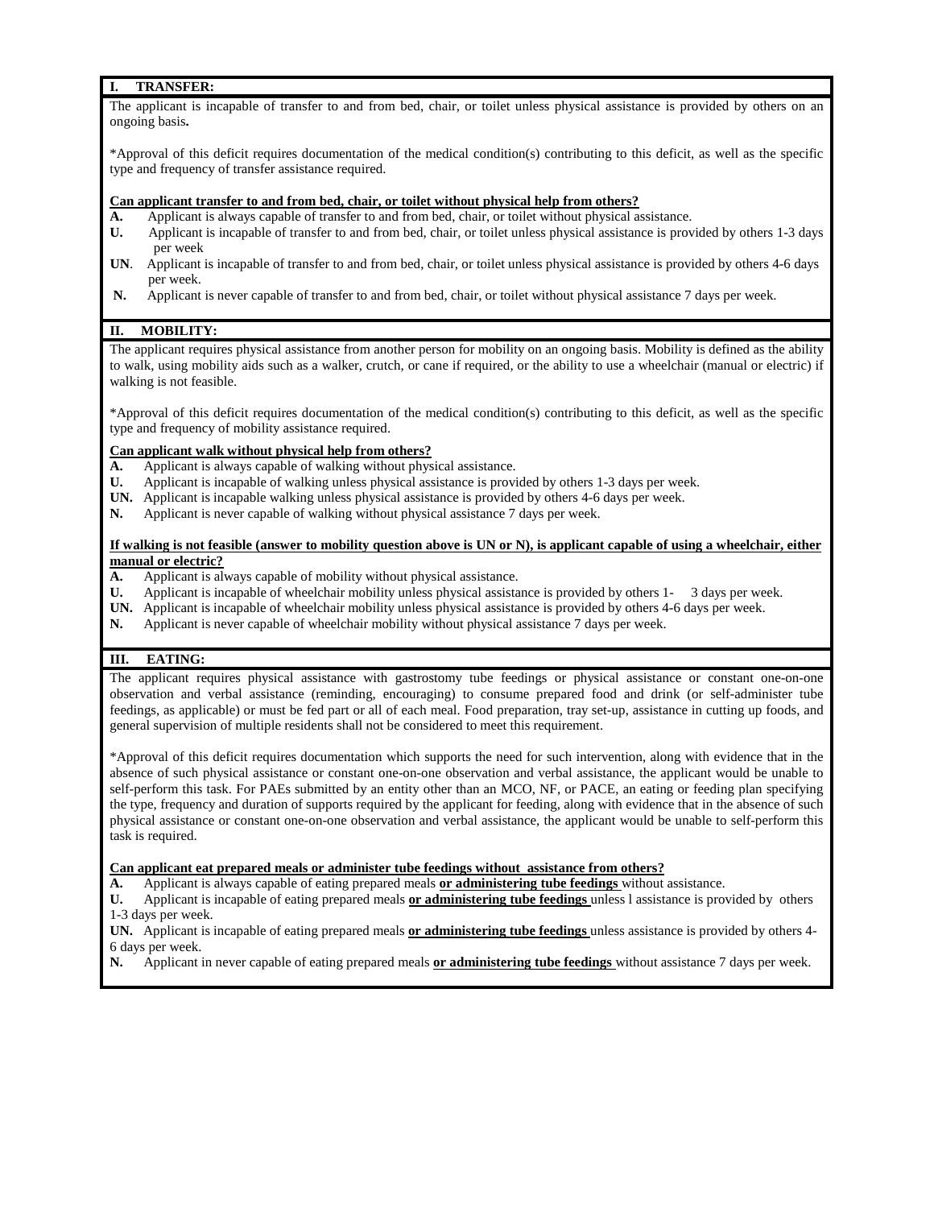## I. TRANSFER:

The applicant is incapable of transfer to and from bed, chair, or toilet unless physical assistance is provided by others on an ongoing basis**.**

*Approval of this deficit requires documentation of the medical condition(s) contributing to this deficit, as well as the specific type and frequency of transfer assistance required.

**<u>Can applicant transfer to and from bed, chair, or toilet without physical help from others?</u>**

**A.** Applicant is always capable of transfer to and from bed, chair, or toilet without physical assistance.
**U.** Applicant is incapable of transfer to and from bed, chair, or toilet unless physical assistance is provided by others 1-3 days per week
**UN**. Applicant is incapable of transfer to and from bed, chair, or toilet unless physical assistance is provided by others 4-6 days per week.
**N.** Applicant is never capable of transfer to and from bed, chair, or toilet without physical assistance 7 days per week.

## II. MOBILITY:

The applicant requires physical assistance from another person for mobility on an ongoing basis. Mobility is defined as the ability to walk, using mobility aids such as a walker, crutch, or cane if required, or the ability to use a wheelchair (manual or electric) if walking is not feasible.

*Approval of this deficit requires documentation of the medical condition(s) contributing to this deficit, as well as the specific type and frequency of mobility assistance required.

**<u>Can applicant walk without physical help from others?</u>**

**A.** Applicant is always capable of walking without physical assistance.
**U.** Applicant is incapable of walking unless physical assistance is provided by others 1-3 days per week.
**UN.** Applicant is incapable walking unless physical assistance is provided by others 4-6 days per week.
**N.** Applicant is never capable of walking without physical assistance 7 days per week.

**<u>If walking is not feasible (answer to mobility question above is UN or N), is applicant capable of using a wheelchair, either manual or electric?</u>**

**A.** Applicant is always capable of mobility without physical assistance.
**U.** Applicant is incapable of wheelchair mobility unless physical assistance is provided by others 1- 3 days per week.
**UN.** Applicant is incapable of wheelchair mobility unless physical assistance is provided by others 4-6 days per week.
**N.** Applicant is never capable of wheelchair mobility without physical assistance 7 days per week.

## III. EATING:

The applicant requires physical assistance with gastrostomy tube feedings or physical assistance or constant one-on-one observation and verbal assistance (reminding, encouraging) to consume prepared food and drink (or self-administer tube feedings, as applicable) or must be fed part or all of each meal. Food preparation, tray set-up, assistance in cutting up foods, and general supervision of multiple residents shall not be considered to meet this requirement.

*Approval of this deficit requires documentation which supports the need for such intervention, along with evidence that in the absence of such physical assistance or constant one-on-one observation and verbal assistance, the applicant would be unable to self-perform this task. For PAEs submitted by an entity other than an MCO, NF, or PACE, an eating or feeding plan specifying the type, frequency and duration of supports required by the applicant for feeding, along with evidence that in the absence of such physical assistance or constant one-on-one observation and verbal assistance, the applicant would be unable to self-perform this task is required.

**<u>Can applicant eat prepared meals or administer tube feedings without assistance from others?</u>**

**A.** Applicant is always capable of eating prepared meals **<u>or administering tube feedings</u>** without assistance.
**U.** Applicant is incapable of eating prepared meals **<u>or administering tube feedings</u>** unless l assistance is provided by others 1-3 days per week.
**UN.** Applicant is incapable of eating prepared meals **<u>or administering tube feedings</u>** unless assistance is provided by others 4-6 days per week.
**N.** Applicant in never capable of eating prepared meals **<u>or administering tube feedings</u>** without assistance 7 days per week.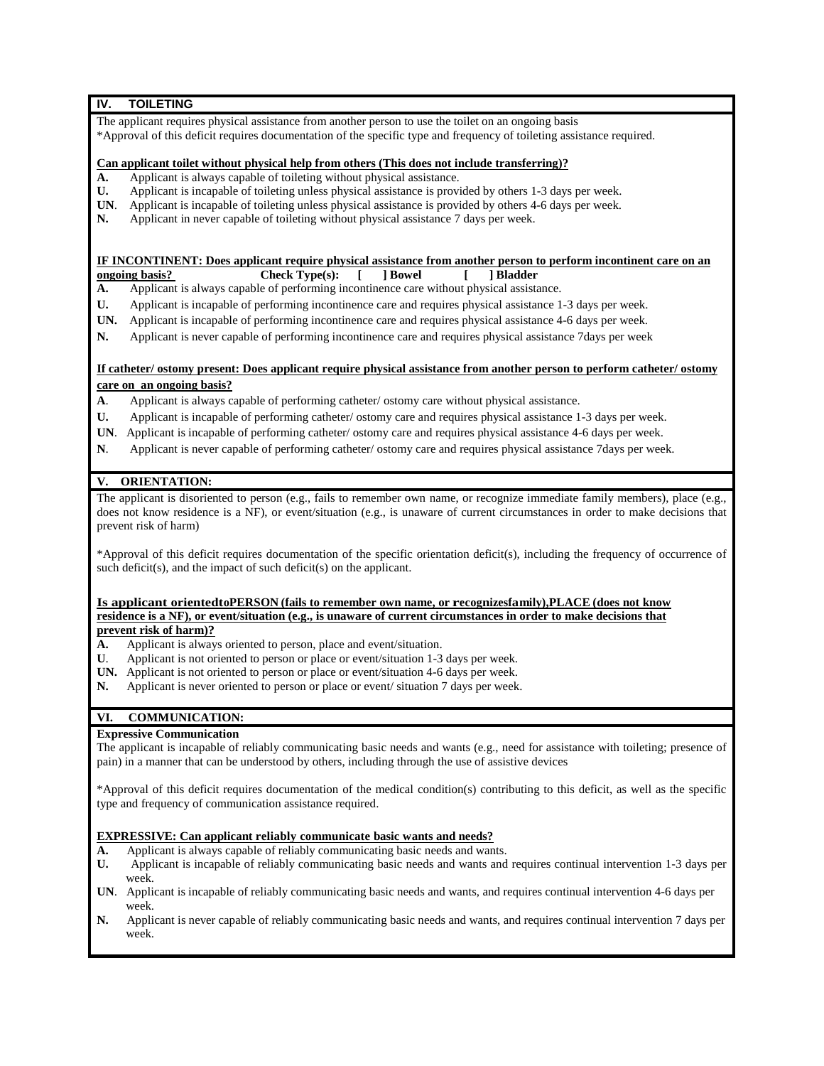## IV. TOILETING

The applicant requires physical assistance from another person to use the toilet on an ongoing basis
*Approval of this deficit requires documentation of the specific type and frequency of toileting assistance required.

**Can applicant toilet without physical help from others (This does not include transferring)?**

**A.** Applicant is always capable of toileting without physical assistance.
**U.** Applicant is incapable of toileting unless physical assistance is provided by others 1-3 days per week.
**UN**. Applicant is incapable of toileting unless physical assistance is provided by others 4-6 days per week.
**N.** Applicant in never capable of toileting without physical assistance 7 days per week.

**IF INCONTINENT: Does applicant require physical assistance from another person to perform incontinent care on an ongoing basis?** **Check Type(s): [ ] Bowel [ ] Bladder**

**A.** Applicant is always capable of performing incontinence care without physical assistance.
**U.** Applicant is incapable of performing incontinence care and requires physical assistance 1-3 days per week.
**UN.** Applicant is incapable of performing incontinence care and requires physical assistance 4-6 days per week.
**N.** Applicant is never capable of performing incontinence care and requires physical assistance 7days per week

**If catheter/ ostomy present: Does applicant require physical assistance from another person to perform catheter/ ostomy care on an ongoing basis?**

**A**. Applicant is always capable of performing catheter/ ostomy care without physical assistance.
**U.** Applicant is incapable of performing catheter/ ostomy care and requires physical assistance 1-3 days per week.
**UN**. Applicant is incapable of performing catheter/ ostomy care and requires physical assistance 4-6 days per week.
**N**. Applicant is never capable of performing catheter/ ostomy care and requires physical assistance 7days per week.

## V. ORIENTATION:

The applicant is disoriented to person (e.g., fails to remember own name, or recognize immediate family members), place (e.g., does not know residence is a NF), or event/situation (e.g., is unaware of current circumstances in order to make decisions that prevent risk of harm)

*Approval of this deficit requires documentation of the specific orientation deficit(s), including the frequency of occurrence of such deficit(s), and the impact of such deficit(s) on the applicant.

**Is applicant orientedtoPERSON (fails to remember own name, or recognizesfamily),PLACE (does not know residence is a NF), or event/situation (e.g., is unaware of current circumstances in order to make decisions that prevent risk of harm)?**

**A.** Applicant is always oriented to person, place and event/situation.
**U**. Applicant is not oriented to person or place or event/situation 1-3 days per week.
**UN.** Applicant is not oriented to person or place or event/situation 4-6 days per week.
**N.** Applicant is never oriented to person or place or event/ situation 7 days per week.

## VI. COMMUNICATION:

**Expressive Communication**

The applicant is incapable of reliably communicating basic needs and wants (e.g., need for assistance with toileting; presence of pain) in a manner that can be understood by others, including through the use of assistive devices

*Approval of this deficit requires documentation of the medical condition(s) contributing to this deficit, as well as the specific type and frequency of communication assistance required.

**EXPRESSIVE: Can applicant reliably communicate basic wants and needs?**

**A.** Applicant is always capable of reliably communicating basic needs and wants.
**U.** Applicant is incapable of reliably communicating basic needs and wants and requires continual intervention 1-3 days per week.
**UN**. Applicant is incapable of reliably communicating basic needs and wants, and requires continual intervention 4-6 days per week.
**N.** Applicant is never capable of reliably communicating basic needs and wants, and requires continual intervention 7 days per week.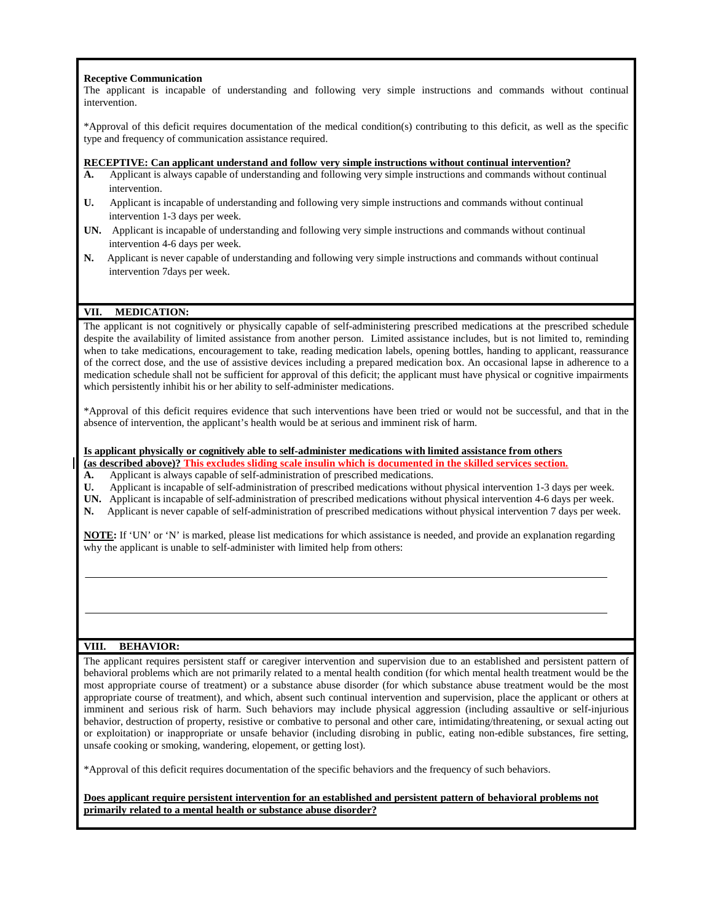**Receptive Communication**
The applicant is incapable of understanding and following very simple instructions and commands without continual intervention.

*Approval of this deficit requires documentation of the medical condition(s) contributing to this deficit, as well as the specific type and frequency of communication assistance required.

**RECEPTIVE: Can applicant understand and follow very simple instructions without continual intervention?**

**A.** Applicant is always capable of understanding and following very simple instructions and commands without continual intervention.

**U.** Applicant is incapable of understanding and following very simple instructions and commands without continual intervention 1-3 days per week.

**UN.** Applicant is incapable of understanding and following very simple instructions and commands without continual intervention 4-6 days per week.

**N.** Applicant is never capable of understanding and following very simple instructions and commands without continual intervention 7days per week.

## VII. MEDICATION:

The applicant is not cognitively or physically capable of self-administering prescribed medications at the prescribed schedule despite the availability of limited assistance from another person. Limited assistance includes, but is not limited to, reminding when to take medications, encouragement to take, reading medication labels, opening bottles, handing to applicant, reassurance of the correct dose, and the use of assistive devices including a prepared medication box. An occasional lapse in adherence to a medication schedule shall not be sufficient for approval of this deficit; the applicant must have physical or cognitive impairments which persistently inhibit his or her ability to self-administer medications.

*Approval of this deficit requires evidence that such interventions have been tried or would not be successful, and that in the absence of intervention, the applicant's health would be at serious and imminent risk of harm.

**Is applicant physically or cognitively able to self-administer medications with limited assistance from others (as described above)? This excludes sliding scale insulin which is documented in the skilled services section.**

**A.** Applicant is always capable of self-administration of prescribed medications.

**U.** Applicant is incapable of self-administration of prescribed medications without physical intervention 1-3 days per week.

**UN.** Applicant is incapable of self-administration of prescribed medications without physical intervention 4-6 days per week.

**N.** Applicant is never capable of self-administration of prescribed medications without physical intervention 7 days per week.

**NOTE:** If 'UN' or 'N' is marked, please list medications for which assistance is needed, and provide an explanation regarding why the applicant is unable to self-administer with limited help from others:

\_\_\_\_\_\_\_\_\_\_\_\_\_\_\_\_\_\_\_\_\_\_\_\_\_\_\_\_\_\_\_\_\_\_\_\_\_\_\_\_\_\_\_\_\_\_\_\_\_\_\_\_\_\_\_\_\_\_\_\_\_\_\_\_\_\_\_\_\_\_\_\_

\_\_\_\_\_\_\_\_\_\_\_\_\_\_\_\_\_\_\_\_\_\_\_\_\_\_\_\_\_\_\_\_\_\_\_\_\_\_\_\_\_\_\_\_\_\_\_\_\_\_\_\_\_\_\_\_\_\_\_\_\_\_\_\_\_\_\_\_\_\_\_\_

## VIII. BEHAVIOR:

The applicant requires persistent staff or caregiver intervention and supervision due to an established and persistent pattern of behavioral problems which are not primarily related to a mental health condition (for which mental health treatment would be the most appropriate course of treatment) or a substance abuse disorder (for which substance abuse treatment would be the most appropriate course of treatment), and which, absent such continual intervention and supervision, place the applicant or others at imminent and serious risk of harm. Such behaviors may include physical aggression (including assaultive or self-injurious behavior, destruction of property, resistive or combative to personal and other care, intimidating/threatening, or sexual acting out or exploitation) or inappropriate or unsafe behavior (including disrobing in public, eating non-edible substances, fire setting, unsafe cooking or smoking, wandering, elopement, or getting lost).

*Approval of this deficit requires documentation of the specific behaviors and the frequency of such behaviors.

**Does applicant require persistent intervention for an established and persistent pattern of behavioral problems not primarily related to a mental health or substance abuse disorder?**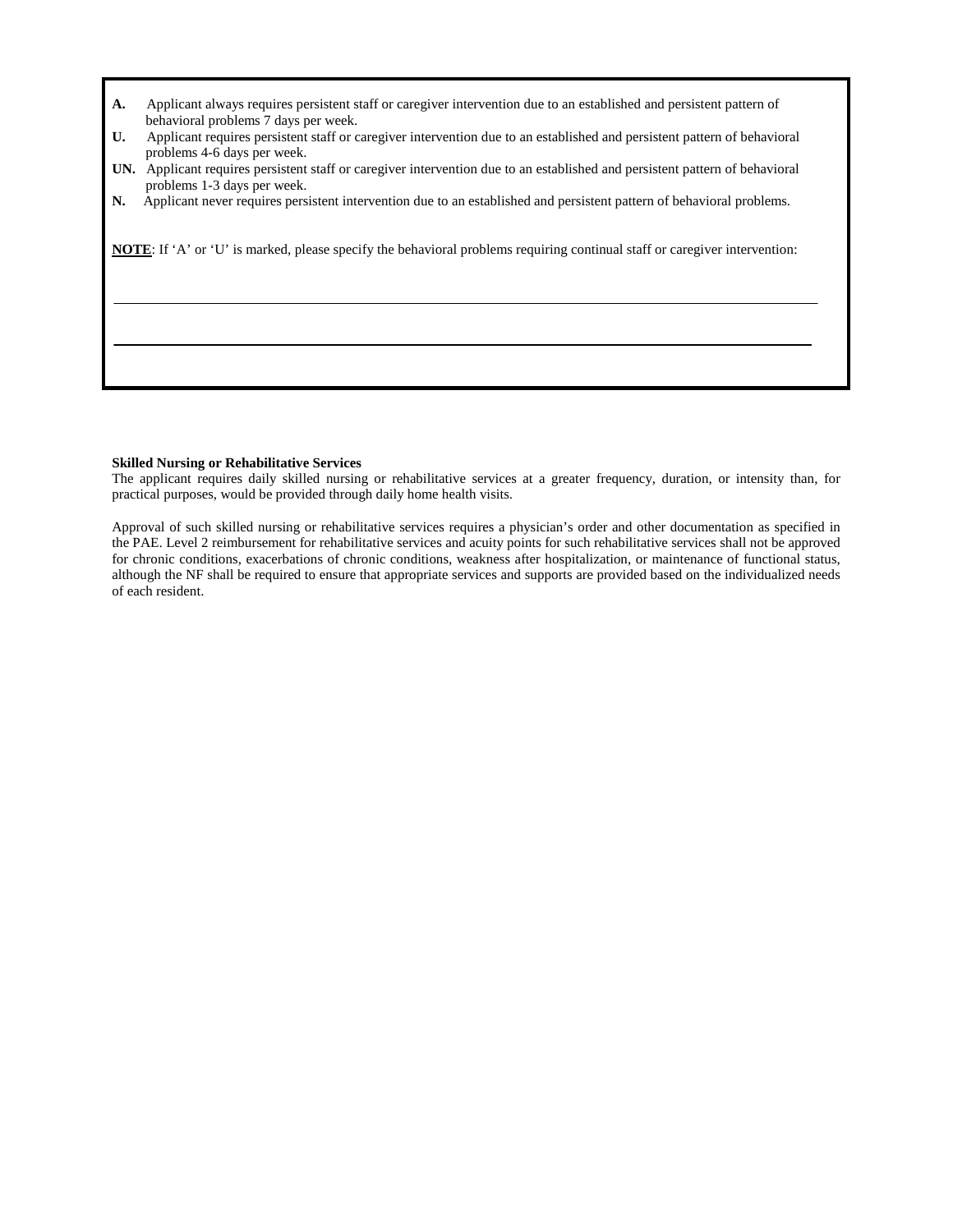**A.** Applicant always requires persistent staff or caregiver intervention due to an established and persistent pattern of behavioral problems 7 days per week.

**U.** Applicant requires persistent staff or caregiver intervention due to an established and persistent pattern of behavioral problems 4-6 days per week.

**UN.** Applicant requires persistent staff or caregiver intervention due to an established and persistent pattern of behavioral problems 1-3 days per week.

**N.** Applicant never requires persistent intervention due to an established and persistent pattern of behavioral problems.

**NOTE**: If 'A' or 'U' is marked, please specify the behavioral problems requiring continual staff or caregiver intervention:

______________________________________________________________________________

______________________________________________________________________________

**Skilled Nursing or Rehabilitative Services**

The applicant requires daily skilled nursing or rehabilitative services at a greater frequency, duration, or intensity than, for practical purposes, would be provided through daily home health visits.

Approval of such skilled nursing or rehabilitative services requires a physician's order and other documentation as specified in the PAE. Level 2 reimbursement for rehabilitative services and acuity points for such rehabilitative services shall not be approved for chronic conditions, exacerbations of chronic conditions, weakness after hospitalization, or maintenance of functional status, although the NF shall be required to ensure that appropriate services and supports are provided based on the individualized needs of each resident.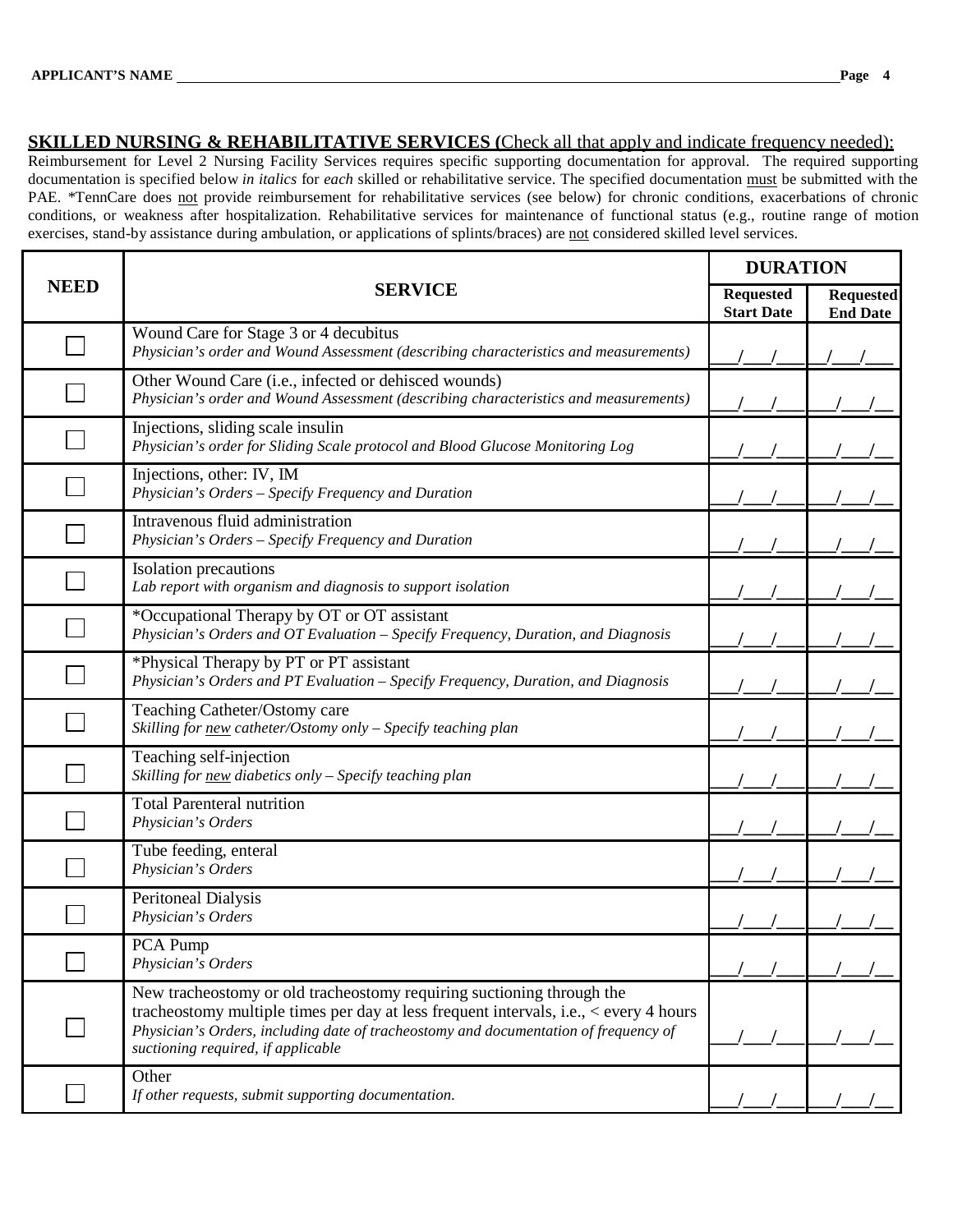APPLICANT'S NAME ______________________________________________

**SKILLED NURSING & REHABILITATIVE SERVICES (**Check all that apply and indicate frequency needed):

Reimbursement for Level 2 Nursing Facility Services requires specific supporting documentation for approval. The required supporting documentation is specified below *in italics* for *each* skilled or rehabilitative service. The specified documentation must be submitted with the PAE. *TennCare does not provide reimbursement for rehabilitative services (see below) for chronic conditions, exacerbations of chronic conditions, or weakness after hospitalization. Rehabilitative services for maintenance of functional status (e.g., routine range of motion exercises, stand-by assistance during ambulation, or applications of splints/braces) are not considered skilled level services.

| NEED | SERVICE | DURATION | |
|---|---|---|---|
| | | **Requested Start Date** | **Requested End Date** |
| ☐ | Wound Care for Stage 3 or 4 decubitus<br>*Physician's order and Wound Assessment (describing characteristics and measurements)* | ___/___/___ | ___/___/___ |
| ☐ | Other Wound Care (i.e., infected or dehisced wounds)<br>*Physician's order and Wound Assessment (describing characteristics and measurements)* | ___/___/___ | ___/___/___ |
| ☐ | Injections, sliding scale insulin<br>*Physician's order for Sliding Scale protocol and Blood Glucose Monitoring Log* | ___/___/___ | ___/___/___ |
| ☐ | Injections, other: IV, IM<br>*Physician's Orders – Specify Frequency and Duration* | ___/___/___ | ___/___/___ |
| ☐ | Intravenous fluid administration<br>*Physician's Orders – Specify Frequency and Duration* | ___/___/___ | ___/___/___ |
| ☐ | Isolation precautions<br>*Lab report with organism and diagnosis to support isolation* | ___/___/___ | ___/___/___ |
| ☐ | *Occupational Therapy by OT or OT assistant<br>*Physician's Orders and OT Evaluation – Specify Frequency, Duration, and Diagnosis* | ___/___/___ | ___/___/___ |
| ☐ | *Physical Therapy by PT or PT assistant<br>*Physician's Orders and PT Evaluation – Specify Frequency, Duration, and Diagnosis* | ___/___/___ | ___/___/___ |
| ☐ | Teaching Catheter/Ostomy care<br>*Skilling for new catheter/Ostomy only – Specify teaching plan* | ___/___/___ | ___/___/___ |
| ☐ | Teaching self-injection<br>*Skilling for new diabetics only – Specify teaching plan* | ___/___/___ | ___/___/___ |
| ☐ | Total Parenteral nutrition<br>*Physician's Orders* | ___/___/___ | ___/___/___ |
| ☐ | Tube feeding, enteral<br>*Physician's Orders* | ___/___/___ | ___/___/___ |
| ☐ | Peritoneal Dialysis<br>*Physician's Orders* | ___/___/___ | ___/___/___ |
| ☐ | PCA Pump<br>*Physician's Orders* | ___/___/___ | ___/___/___ |
| ☐ | New tracheostomy or old tracheostomy requiring suctioning through the tracheostomy multiple times per day at less frequent intervals, i.e., < every 4 hours<br>*Physician's Orders, including date of tracheostomy and documentation of frequency of suctioning required, if applicable* | ___/___/___ | ___/___/___ |
| ☐ | Other<br>*If other requests, submit supporting documentation.* | ___/___/___ | ___/___/___ |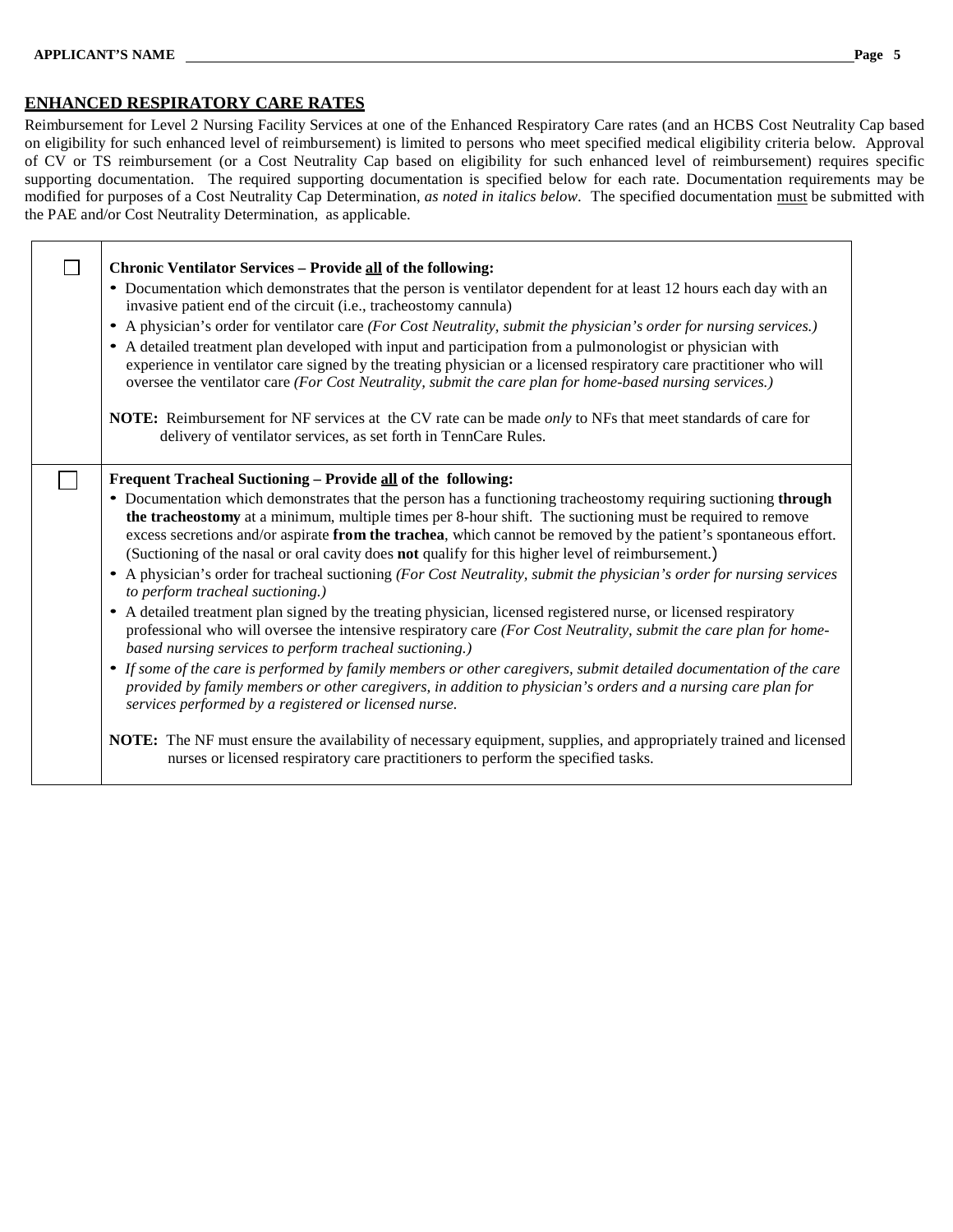APPLICANT'S NAME ______________________________

## ENHANCED RESPIRATORY CARE RATES

Reimbursement for Level 2 Nursing Facility Services at one of the Enhanced Respiratory Care rates (and an HCBS Cost Neutrality Cap based on eligibility for such enhanced level of reimbursement) is limited to persons who meet specified medical eligibility criteria below. Approval of CV or TS reimbursement (or a Cost Neutrality Cap based on eligibility for such enhanced level of reimbursement) requires specific supporting documentation. The required supporting documentation is specified below for each rate. Documentation requirements may be modified for purposes of a Cost Neutrality Cap Determination, *as noted in italics below*. The specified documentation <u>must</u> be submitted with the PAE and/or Cost Neutrality Determination, as applicable.

| | |
|---|---|
| ☐ | **Chronic Ventilator Services – Provide <u>all</u> of the following:**<br>• Documentation which demonstrates that the person is ventilator dependent for at least 12 hours each day with an invasive patient end of the circuit (i.e., tracheostomy cannula)<br>• A physician's order for ventilator care *(For Cost Neutrality, submit the physician's order for nursing services.)*<br>• A detailed treatment plan developed with input and participation from a pulmonologist or physician with experience in ventilator care signed by the treating physician or a licensed respiratory care practitioner who will oversee the ventilator care *(For Cost Neutrality, submit the care plan for home-based nursing services.)*<br><br>**NOTE:** Reimbursement for NF services at the CV rate can be made *only* to NFs that meet standards of care for delivery of ventilator services, as set forth in TennCare Rules. |
| ☐ | **Frequent Tracheal Suctioning – Provide <u>all</u> of the following:**<br>• Documentation which demonstrates that the person has a functioning tracheostomy requiring suctioning **through the tracheostomy** at a minimum, multiple times per 8-hour shift. The suctioning must be required to remove excess secretions and/or aspirate **from the trachea**, which cannot be removed by the patient's spontaneous effort. (Suctioning of the nasal or oral cavity does **not** qualify for this higher level of reimbursement.)<br>• A physician's order for tracheal suctioning *(For Cost Neutrality, submit the physician's order for nursing services to perform tracheal suctioning.)*<br>• A detailed treatment plan signed by the treating physician, licensed registered nurse, or licensed respiratory professional who will oversee the intensive respiratory care *(For Cost Neutrality, submit the care plan for home-based nursing services to perform tracheal suctioning.)*<br>• *If some of the care is performed by family members or other caregivers, submit detailed documentation of the care provided by family members or other caregivers, in addition to physician's orders and a nursing care plan for services performed by a registered or licensed nurse.*<br><br>**NOTE:** The NF must ensure the availability of necessary equipment, supplies, and appropriately trained and licensed nurses or licensed respiratory care practitioners to perform the specified tasks. |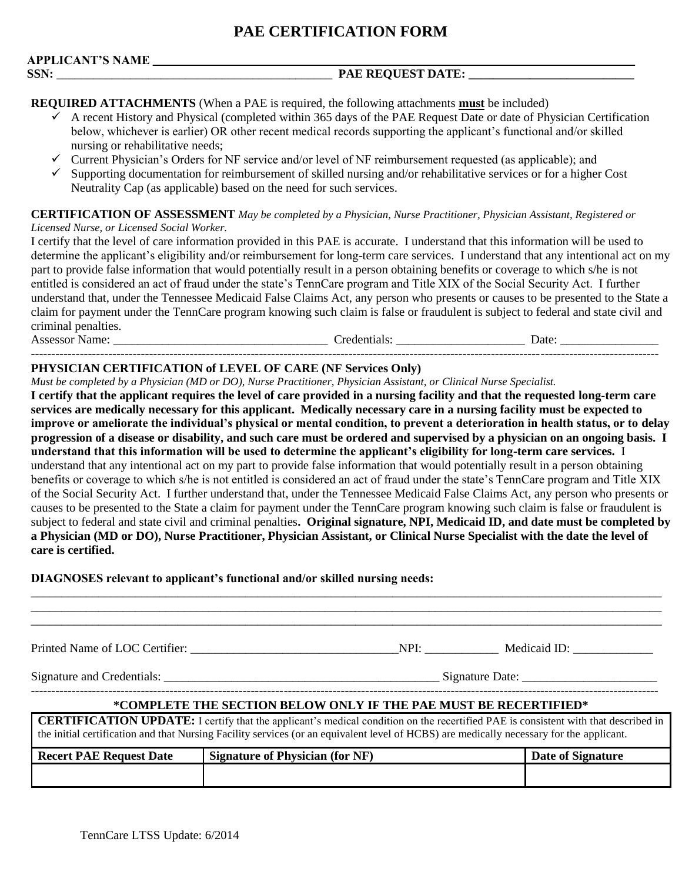# PAE CERTIFICATION FORM

**APPLICANT'S NAME** ______________________________________________

**SSN:** ______________________________ **PAE REQUEST DATE:** ______________________

**REQUIRED ATTACHMENTS** (When a PAE is required, the following attachments **must** be included)

- ✓ A recent History and Physical (completed within 365 days of the PAE Request Date or date of Physician Certification below, whichever is earlier) OR other recent medical records supporting the applicant's functional and/or skilled nursing or rehabilitative needs;
- ✓ Current Physician's Orders for NF service and/or level of NF reimbursement requested (as applicable); and
- ✓ Supporting documentation for reimbursement of skilled nursing and/or rehabilitative services or for a higher Cost Neutrality Cap (as applicable) based on the need for such services.

**CERTIFICATION OF ASSESSMENT** *May be completed by a Physician, Nurse Practitioner, Physician Assistant, Registered or Licensed Nurse, or Licensed Social Worker.*

I certify that the level of care information provided in this PAE is accurate. I understand that this information will be used to determine the applicant's eligibility and/or reimbursement for long-term care services. I understand that any intentional act on my part to provide false information that would potentially result in a person obtaining benefits or coverage to which s/he is not entitled is considered an act of fraud under the state's TennCare program and Title XIX of the Social Security Act. I further understand that, under the Tennessee Medicaid False Claims Act, any person who presents or causes to be presented to the State a claim for payment under the TennCare program knowing such claim is false or fraudulent is subject to federal and state civil and criminal penalties.

Assessor Name: ______________________ Credentials: ______________ Date: ____________

---

**PHYSICIAN CERTIFICATION of LEVEL OF CARE (NF Services Only)**

*Must be completed by a Physician (MD or DO), Nurse Practitioner, Physician Assistant, or Clinical Nurse Specialist.*

**I certify that the applicant requires the level of care provided in a nursing facility and that the requested long-term care services are medically necessary for this applicant. Medically necessary care in a nursing facility must be expected to improve or ameliorate the individual's physical or mental condition, to prevent a deterioration in health status, or to delay progression of a disease or disability, and such care must be ordered and supervised by a physician on an ongoing basis. I understand that this information will be used to determine the applicant's eligibility for long-term care services.** I understand that any intentional act on my part to provide false information that would potentially result in a person obtaining benefits or coverage to which s/he is not entitled is considered an act of fraud under the state's TennCare program and Title XIX of the Social Security Act. I further understand that, under the Tennessee Medicaid False Claims Act, any person who presents or causes to be presented to the State a claim for payment under the TennCare program knowing such claim is false or fraudulent is subject to federal and state civil and criminal penalties**. Original signature, NPI, Medicaid ID, and date must be completed by a Physician (MD or DO), Nurse Practitioner, Physician Assistant, or Clinical Nurse Specialist with the date the level of care is certified.**

**DIAGNOSES relevant to applicant's functional and/or skilled nursing needs:**

______________________________________________________________________

______________________________________________________________________

______________________________________________________________________

Printed Name of LOC Certifier: ______________________ NPI: __________ Medicaid ID: __________

Signature and Credentials: ______________________________ Signature Date: ______________

---

**\*COMPLETE THE SECTION BELOW ONLY IF THE PAE MUST BE RECERTIFIED\***

**CERTIFICATION UPDATE:** I certify that the applicant's medical condition on the recertified PAE is consistent with that described in the initial certification and that Nursing Facility services (or an equivalent level of HCBS) are medically necessary for the applicant.

| Recert PAE Request Date | Signature of Physician (for NF) | Date of Signature |
|---|---|---|
| | | |

TennCare LTSS Update: 6/2014